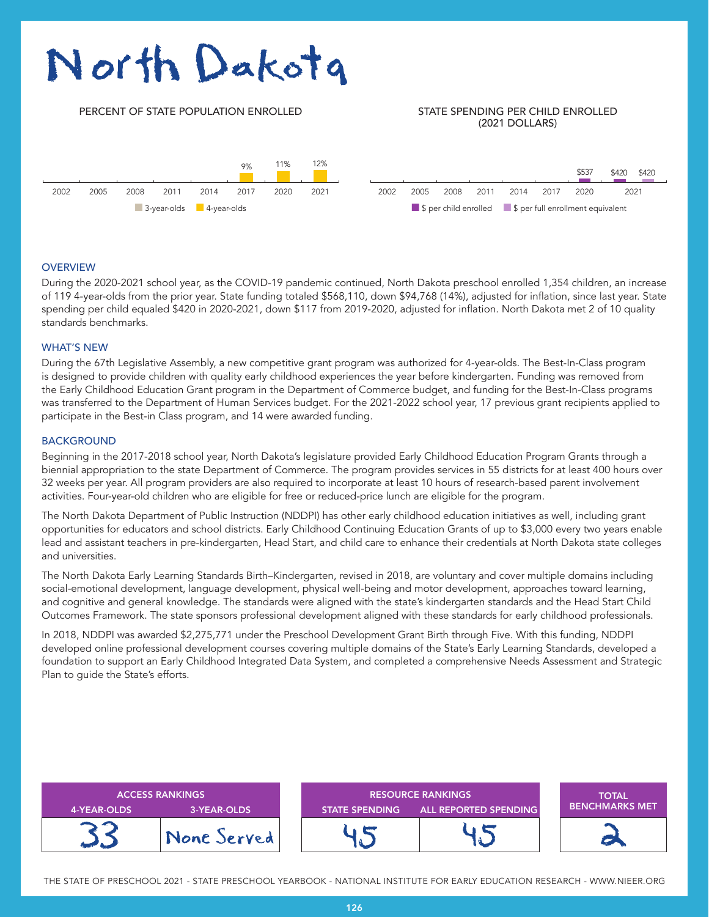# North Dakota

## PERCENT OF STATE POPULATION ENROLLED

| | 2002 | 2005 | 2008 | 2011 | 2014 | 2017 | 2020 | 2021 |
|---|---|---|---|---|---|---|---|---|
| 4-year-olds | | | | | | 9% | 11% | 12% |

## STATE SPENDING PER CHILD ENROLLED (2021 DOLLARS)

| | 2002 | 2005 | 2008 | 2011 | 2014 | 2017 | 2020 | 2021 |
|---|---|---|---|---|---|---|---|---|
| $ per child enrolled | | | | | | | $537 | $420 |
| $ per full enrollment equivalent | | | | | | | | $420 |

### OVERVIEW

During the 2020-2021 school year, as the COVID-19 pandemic continued, North Dakota preschool enrolled 1,354 children, an increase of 119 4-year-olds from the prior year. State funding totaled $568,110, down $94,768 (14%), adjusted for inflation, since last year. State spending per child equaled $420 in 2020-2021, down $117 from 2019-2020, adjusted for inflation. North Dakota met 2 of 10 quality standards benchmarks.

### WHAT'S NEW

During the 67th Legislative Assembly, a new competitive grant program was authorized for 4-year-olds. The Best-In-Class program is designed to provide children with quality early childhood experiences the year before kindergarten. Funding was removed from the Early Childhood Education Grant program in the Department of Commerce budget, and funding for the Best-In-Class programs was transferred to the Department of Human Services budget. For the 2021-2022 school year, 17 previous grant recipients applied to participate in the Best-in Class program, and 14 were awarded funding.

### BACKGROUND

Beginning in the 2017-2018 school year, North Dakota's legislature provided Early Childhood Education Program Grants through a biennial appropriation to the state Department of Commerce. The program provides services in 55 districts for at least 400 hours over 32 weeks per year. All program providers are also required to incorporate at least 10 hours of research-based parent involvement activities. Four-year-old children who are eligible for free or reduced-price lunch are eligible for the program.

The North Dakota Department of Public Instruction (NDDPI) has other early childhood education initiatives as well, including grant opportunities for educators and school districts. Early Childhood Continuing Education Grants of up to $3,000 every two years enable lead and assistant teachers in pre-kindergarten, Head Start, and child care to enhance their credentials at North Dakota state colleges and universities.

The North Dakota Early Learning Standards Birth–Kindergarten, revised in 2018, are voluntary and cover multiple domains including social-emotional development, language development, physical well-being and motor development, approaches toward learning, and cognitive and general knowledge. The standards were aligned with the state's kindergarten standards and the Head Start Child Outcomes Framework. The state sponsors professional development aligned with these standards for early childhood professionals.

In 2018, NDDPI was awarded $2,275,771 under the Preschool Development Grant Birth through Five. With this funding, NDDPI developed online professional development courses covering multiple domains of the State's Early Learning Standards, developed a foundation to support an Early Childhood Integrated Data System, and completed a comprehensive Needs Assessment and Strategic Plan to guide the State's efforts.

| ACCESS RANKINGS | | RESOURCE RANKINGS | | TOTAL BENCHMARKS MET |
|---|---|---|---|---|
| 4-YEAR-OLDS | 3-YEAR-OLDS | STATE SPENDING | ALL REPORTED SPENDING | |
| 33 | None Served | 45 | 45 | 2 |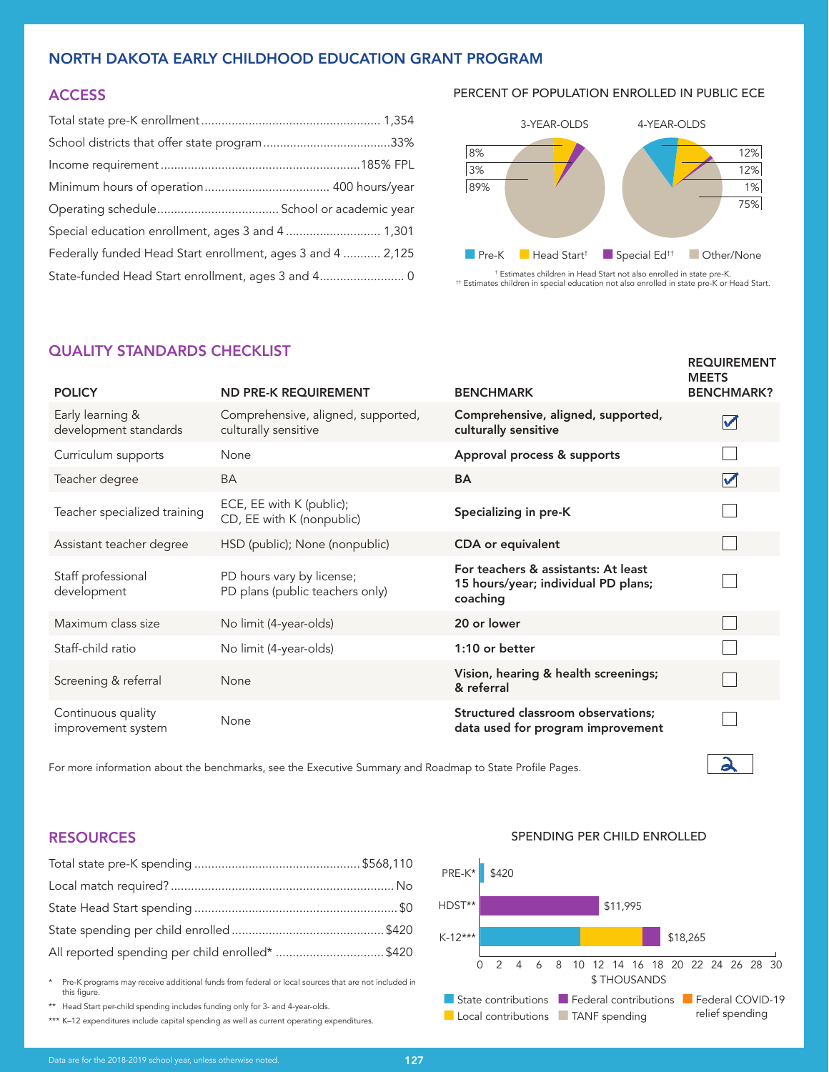# NORTH DAKOTA EARLY CHILDHOOD EDUCATION GRANT PROGRAM

## ACCESS

Total state pre-K enrollment .......... 1,354
School districts that offer state program .......... 33%
Income requirement .......... 185% FPL
Minimum hours of operation .......... 400 hours/year
Operating schedule .......... School or academic year
Special education enrollment, ages 3 and 4 .......... 1,301
Federally funded Head Start enrollment, ages 3 and 4 .......... 2,125
State-funded Head Start enrollment, ages 3 and 4 .......... 0

PERCENT OF POPULATION ENROLLED IN PUBLIC ECE

3-YEAR-OLDS
8%
3%
89%

4-YEAR-OLDS
12%
12%
1%
75%

Pre-K | Head Start† | Special Ed†† | Other/None

† Estimates children in Head Start not also enrolled in state pre-K.
†† Estimates children in special education not also enrolled in state pre-K or Head Start.

## QUALITY STANDARDS CHECKLIST

| POLICY | ND PRE-K REQUIREMENT | BENCHMARK | REQUIREMENT MEETS BENCHMARK? |
|---|---|---|---|
| Early learning & development standards | Comprehensive, aligned, supported, culturally sensitive | **Comprehensive, aligned, supported, culturally sensitive** | ☑ |
| Curriculum supports | None | **Approval process & supports** | ☐ |
| Teacher degree | BA | **BA** | ☑ |
| Teacher specialized training | ECE, EE with K (public); CD, EE with K (nonpublic) | **Specializing in pre-K** | ☐ |
| Assistant teacher degree | HSD (public); None (nonpublic) | **CDA or equivalent** | ☐ |
| Staff professional development | PD hours vary by license; PD plans (public teachers only) | **For teachers & assistants: At least 15 hours/year; individual PD plans; coaching** | ☐ |
| Maximum class size | No limit (4-year-olds) | **20 or lower** | ☐ |
| Staff-child ratio | No limit (4-year-olds) | **1:10 or better** | ☐ |
| Screening & referral | None | **Vision, hearing & health screenings; & referral** | ☐ |
| Continuous quality improvement system | None | **Structured classroom observations; data used for program improvement** | ☐ |

For more information about the benchmarks, see the Executive Summary and Roadmap to State Profile Pages.

2

## RESOURCES

Total state pre-K spending .......... $568,110
Local match required? .......... No
State Head Start spending .......... $0
State spending per child enrolled .......... $420
All reported spending per child enrolled* .......... $420

\* Pre-K programs may receive additional funds from federal or local sources that are not included in this figure.

** Head Start per-child spending includes funding only for 3- and 4-year-olds.

*** K–12 expenditures include capital spending as well as current operating expenditures.

SPENDING PER CHILD ENROLLED

PRE-K* $420
HDST** $11,995
K-12*** $18,265

0 2 4 6 8 10 12 14 16 18 20 22 24 26 28 30
$ THOUSANDS

State contributions | Federal contributions | Federal COVID-19 relief spending | Local contributions | TANF spending

Data are for the 2018-2019 school year, unless otherwise noted.